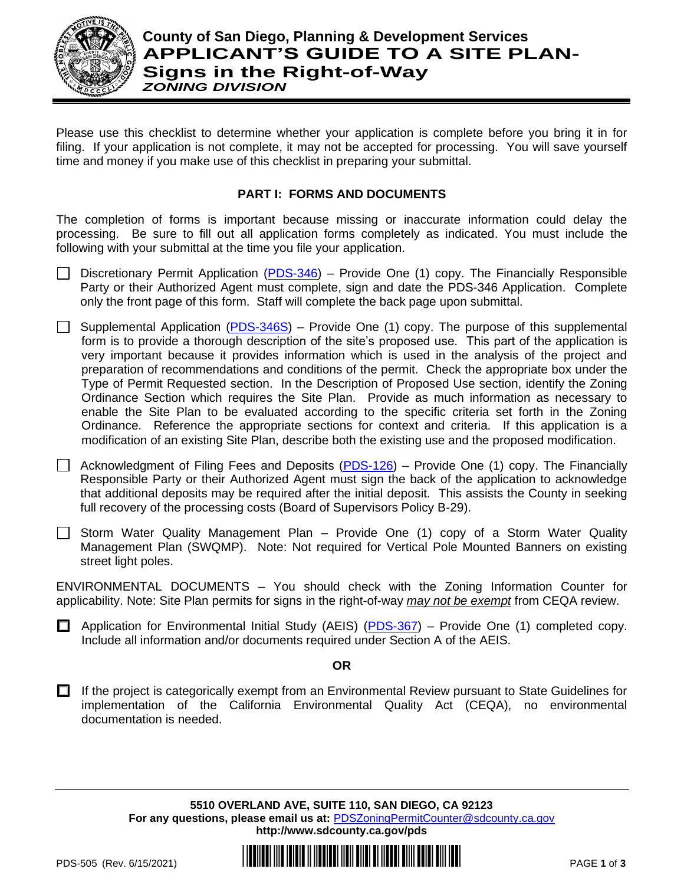# County of San Diego, Planning & Development Services

## APPLICANT'S GUIDE TO A SITE PLAN-Signs in the Right-of-Way

***ZONING DIVISION***

Please use this checklist to determine whether your application is complete before you bring it in for filing. If your application is not complete, it may not be accepted for processing. You will save yourself time and money if you make use of this checklist in preparing your submittal.

### PART I: FORMS AND DOCUMENTS

The completion of forms is important because missing or inaccurate information could delay the processing. Be sure to fill out all application forms completely as indicated. You must include the following with your submittal at the time you file your application.

- ☐ Discretionary Permit Application (PDS-346) – Provide One (1) copy. The Financially Responsible Party or their Authorized Agent must complete, sign and date the PDS-346 Application. Complete only the front page of this form. Staff will complete the back page upon submittal.

- ☐ Supplemental Application (PDS-346S) – Provide One (1) copy. The purpose of this supplemental form is to provide a thorough description of the site's proposed use. This part of the application is very important because it provides information which is used in the analysis of the project and preparation of recommendations and conditions of the permit. Check the appropriate box under the Type of Permit Requested section. In the Description of Proposed Use section, identify the Zoning Ordinance Section which requires the Site Plan. Provide as much information as necessary to enable the Site Plan to be evaluated according to the specific criteria set forth in the Zoning Ordinance. Reference the appropriate sections for context and criteria. If this application is a modification of an existing Site Plan, describe both the existing use and the proposed modification.

- ☐ Acknowledgment of Filing Fees and Deposits (PDS-126) – Provide One (1) copy. The Financially Responsible Party or their Authorized Agent must sign the back of the application to acknowledge that additional deposits may be required after the initial deposit. This assists the County in seeking full recovery of the processing costs (Board of Supervisors Policy B-29).

- ☐ Storm Water Quality Management Plan – Provide One (1) copy of a Storm Water Quality Management Plan (SWQMP). Note: Not required for Vertical Pole Mounted Banners on existing street light poles.

ENVIRONMENTAL DOCUMENTS – You should check with the Zoning Information Counter for applicability. Note: Site Plan permits for signs in the right-of-way *may not be exempt* from CEQA review.

- ☐ Application for Environmental Initial Study (AEIS) (PDS-367) – Provide One (1) completed copy. Include all information and/or documents required under Section A of the AEIS.

**OR**

- ☐ If the project is categorically exempt from an Environmental Review pursuant to State Guidelines for implementation of the California Environmental Quality Act (CEQA), no environmental documentation is needed.

**5510 OVERLAND AVE, SUITE 110, SAN DIEGO, CA 92123**
**For any questions, please email us at:** PDSZoningPermitCounter@sdcounty.ca.gov
**http://www.sdcounty.ca.gov/pds**

PDS-505 (Rev. 6/15/2021)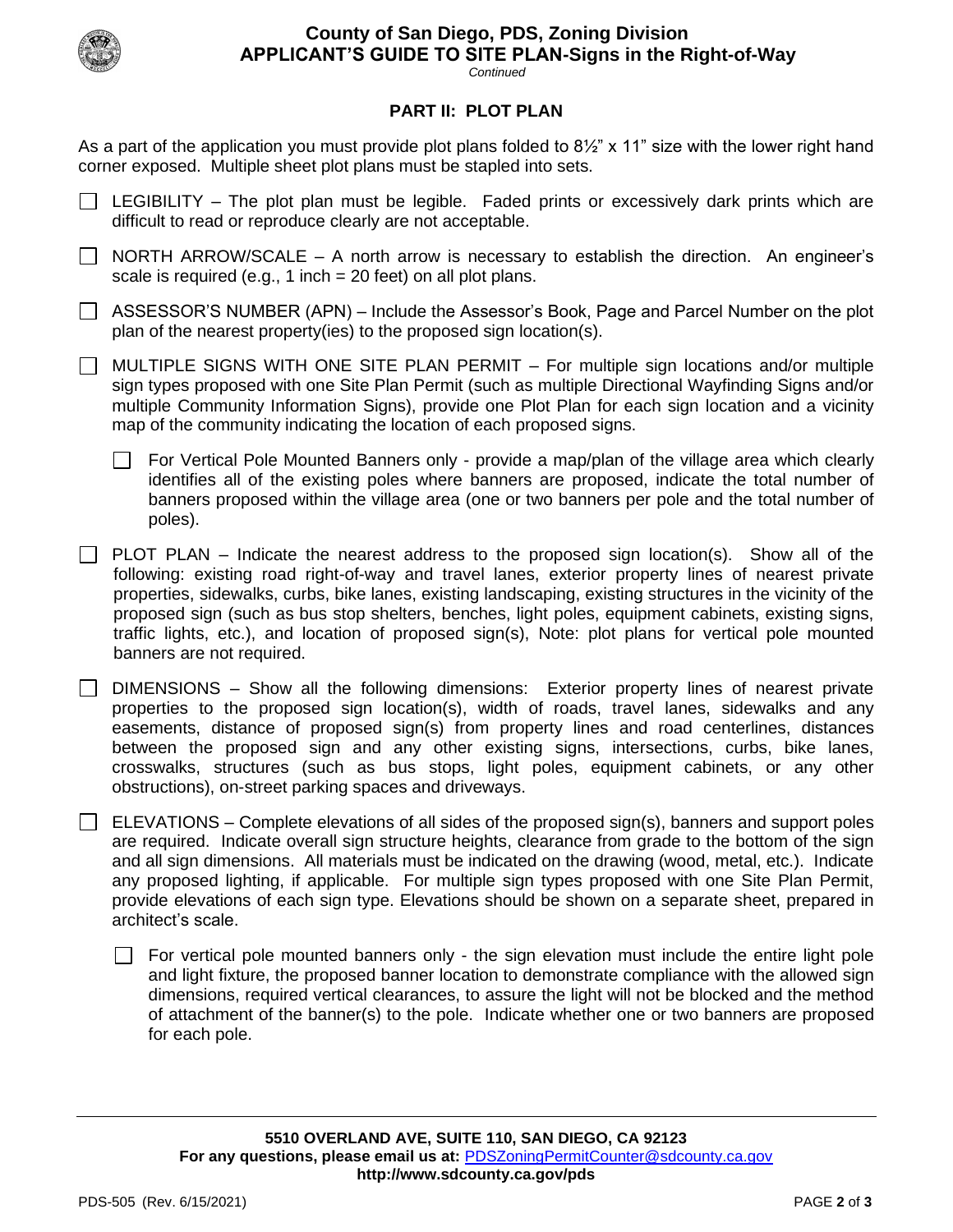## PART II: PLOT PLAN

As a part of the application you must provide plot plans folded to 8½" x 11" size with the lower right hand corner exposed. Multiple sheet plot plans must be stapled into sets.

- ☐ LEGIBILITY – The plot plan must be legible. Faded prints or excessively dark prints which are difficult to read or reproduce clearly are not acceptable.

- ☐ NORTH ARROW/SCALE – A north arrow is necessary to establish the direction. An engineer's scale is required (e.g., 1 inch = 20 feet) on all plot plans.

- ☐ ASSESSOR'S NUMBER (APN) – Include the Assessor's Book, Page and Parcel Number on the plot plan of the nearest property(ies) to the proposed sign location(s).

- ☐ MULTIPLE SIGNS WITH ONE SITE PLAN PERMIT – For multiple sign locations and/or multiple sign types proposed with one Site Plan Permit (such as multiple Directional Wayfinding Signs and/or multiple Community Information Signs), provide one Plot Plan for each sign location and a vicinity map of the community indicating the location of each proposed signs.

  - ☐ For Vertical Pole Mounted Banners only - provide a map/plan of the village area which clearly identifies all of the existing poles where banners are proposed, indicate the total number of banners proposed within the village area (one or two banners per pole and the total number of poles).

- ☐ PLOT PLAN – Indicate the nearest address to the proposed sign location(s). Show all of the following: existing road right-of-way and travel lanes, exterior property lines of nearest private properties, sidewalks, curbs, bike lanes, existing landscaping, existing structures in the vicinity of the proposed sign (such as bus stop shelters, benches, light poles, equipment cabinets, existing signs, traffic lights, etc.), and location of proposed sign(s), Note: plot plans for vertical pole mounted banners are not required.

- ☐ DIMENSIONS – Show all the following dimensions: Exterior property lines of nearest private properties to the proposed sign location(s), width of roads, travel lanes, sidewalks and any easements, distance of proposed sign(s) from property lines and road centerlines, distances between the proposed sign and any other existing signs, intersections, curbs, bike lanes, crosswalks, structures (such as bus stops, light poles, equipment cabinets, or any other obstructions), on-street parking spaces and driveways.

- ☐ ELEVATIONS – Complete elevations of all sides of the proposed sign(s), banners and support poles are required. Indicate overall sign structure heights, clearance from grade to the bottom of the sign and all sign dimensions. All materials must be indicated on the drawing (wood, metal, etc.). Indicate any proposed lighting, if applicable. For multiple sign types proposed with one Site Plan Permit, provide elevations of each sign type. Elevations should be shown on a separate sheet, prepared in architect's scale.

  - ☐ For vertical pole mounted banners only - the sign elevation must include the entire light pole and light fixture, the proposed banner location to demonstrate compliance with the allowed sign dimensions, required vertical clearances, to assure the light will not be blocked and the method of attachment of the banner(s) to the pole. Indicate whether one or two banners are proposed for each pole.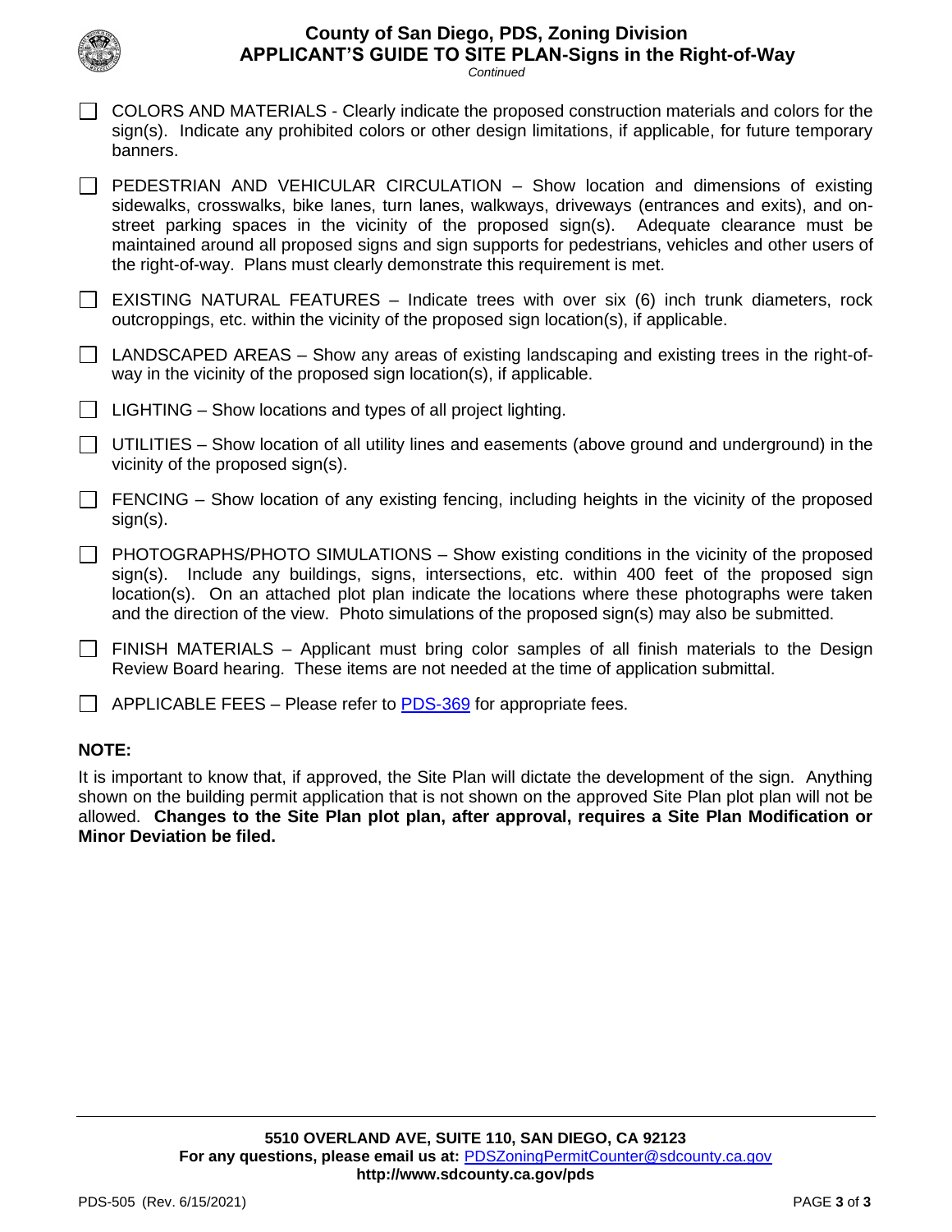- [ ] COLORS AND MATERIALS - Clearly indicate the proposed construction materials and colors for the sign(s). Indicate any prohibited colors or other design limitations, if applicable, for future temporary banners.
- [ ] PEDESTRIAN AND VEHICULAR CIRCULATION – Show location and dimensions of existing sidewalks, crosswalks, bike lanes, turn lanes, walkways, driveways (entrances and exits), and on-street parking spaces in the vicinity of the proposed sign(s). Adequate clearance must be maintained around all proposed signs and sign supports for pedestrians, vehicles and other users of the right-of-way. Plans must clearly demonstrate this requirement is met.
- [ ] EXISTING NATURAL FEATURES – Indicate trees with over six (6) inch trunk diameters, rock outcroppings, etc. within the vicinity of the proposed sign location(s), if applicable.
- [ ] LANDSCAPED AREAS – Show any areas of existing landscaping and existing trees in the right-of-way in the vicinity of the proposed sign location(s), if applicable.
- [ ] LIGHTING – Show locations and types of all project lighting.
- [ ] UTILITIES – Show location of all utility lines and easements (above ground and underground) in the vicinity of the proposed sign(s).
- [ ] FENCING – Show location of any existing fencing, including heights in the vicinity of the proposed sign(s).
- [ ] PHOTOGRAPHS/PHOTO SIMULATIONS – Show existing conditions in the vicinity of the proposed sign(s). Include any buildings, signs, intersections, etc. within 400 feet of the proposed sign location(s). On an attached plot plan indicate the locations where these photographs were taken and the direction of the view. Photo simulations of the proposed sign(s) may also be submitted.
- [ ] FINISH MATERIALS – Applicant must bring color samples of all finish materials to the Design Review Board hearing. These items are not needed at the time of application submittal.
- [ ] APPLICABLE FEES – Please refer to PDS-369 for appropriate fees.

**NOTE:**

It is important to know that, if approved, the Site Plan will dictate the development of the sign. Anything shown on the building permit application that is not shown on the approved Site Plan plot plan will not be allowed. **Changes to the Site Plan plot plan, after approval, requires a Site Plan Modification or Minor Deviation be filed.**

**5510 OVERLAND AVE, SUITE 110, SAN DIEGO, CA 92123**
**For any questions, please email us at:** PDSZoningPermitCounter@sdcounty.ca.gov
**http://www.sdcounty.ca.gov/pds**